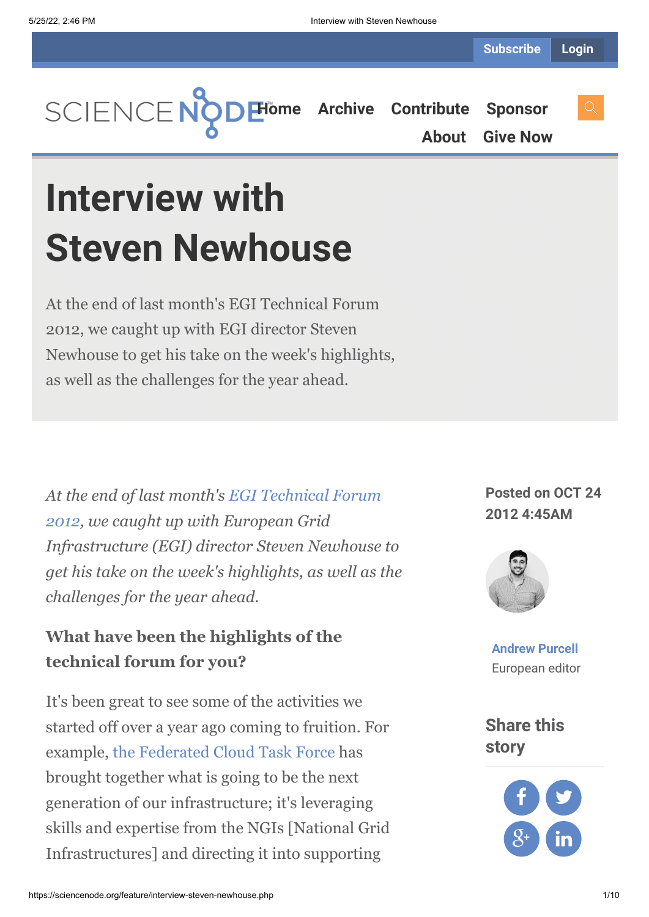# Interview with Steven Newhouse

At the end of last month's EGI Technical Forum 2012, we caught up with EGI director Steven Newhouse to get his take on the week's highlights, as well as the challenges for the year ahead.

Posted on OCT 24 2012 4:45AM

Andrew Purcell
European editor

*At the end of last month's EGI Technical Forum 2012, we caught up with European Grid Infrastructure (EGI) director Steven Newhouse to get his take on the week's highlights, as well as the challenges for the year ahead.*

### What have been the highlights of the technical forum for you?

It's been great to see some of the activities we started off over a year ago coming to fruition. For example, the Federated Cloud Task Force has brought together what is going to be the next generation of our infrastructure; it's leveraging skills and expertise from the NGIs [National Grid Infrastructures] and directing it into supporting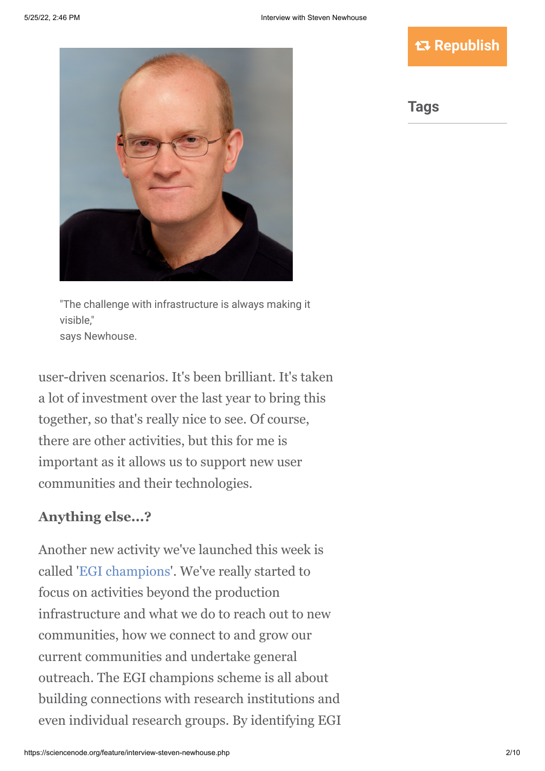"The challenge with infrastructure is always making it visible,"
says Newhouse.

user-driven scenarios. It's been brilliant. It's taken a lot of investment over the last year to bring this together, so that's really nice to see. Of course, there are other activities, but this for me is important as it allows us to support new user communities and their technologies.

### Anything else...?

Another new activity we've launched this week is called 'EGI champions'. We've really started to focus on activities beyond the production infrastructure and what we do to reach out to new communities, how we connect to and grow our current communities and undertake general outreach. The EGI champions scheme is all about building connections with research institutions and even individual research groups. By identifying EGI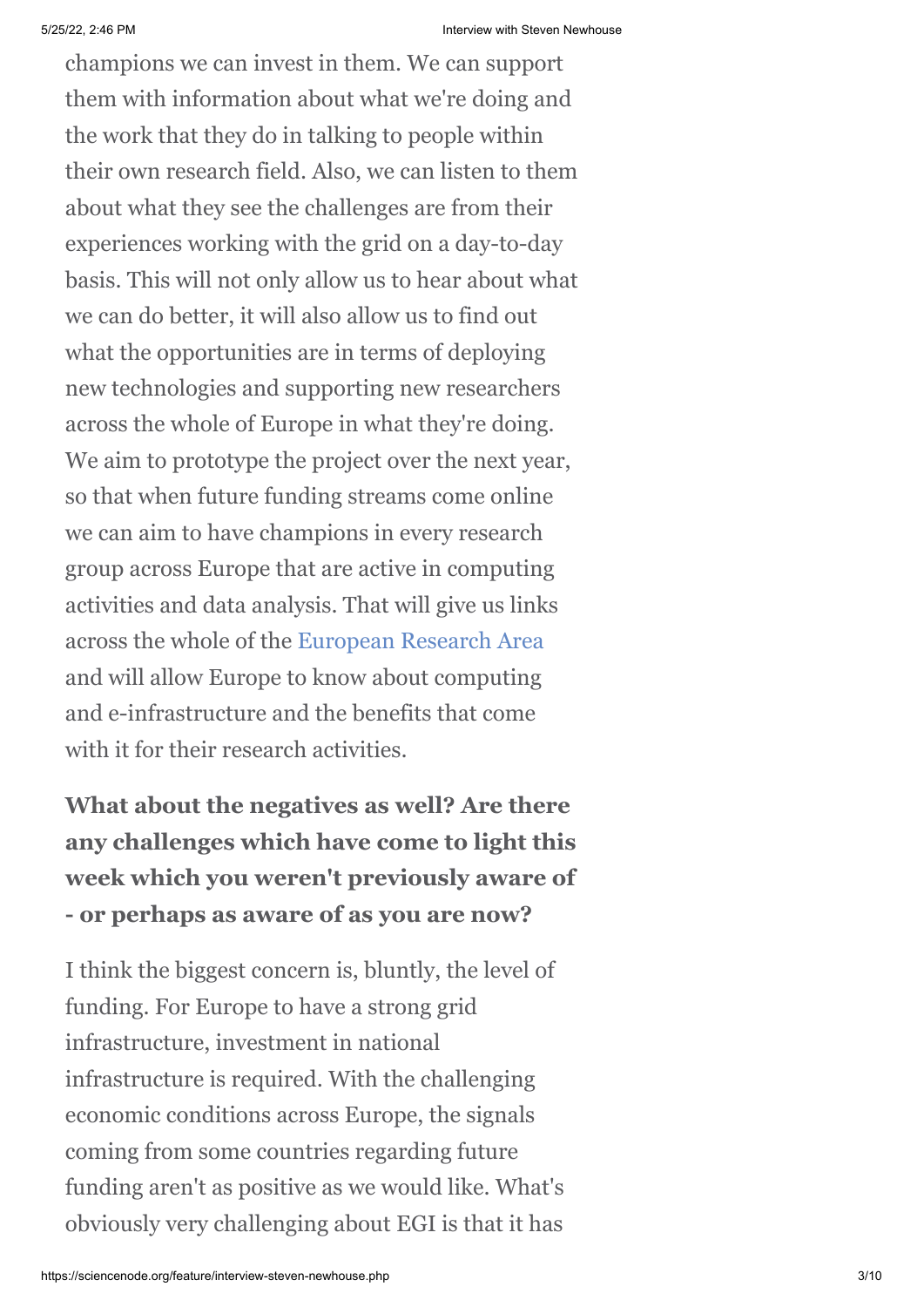champions we can invest in them. We can support them with information about what we're doing and the work that they do in talking to people within their own research field. Also, we can listen to them about what they see the challenges are from their experiences working with the grid on a day-to-day basis. This will not only allow us to hear about what we can do better, it will also allow us to find out what the opportunities are in terms of deploying new technologies and supporting new researchers across the whole of Europe in what they're doing. We aim to prototype the project over the next year, so that when future funding streams come online we can aim to have champions in every research group across Europe that are active in computing activities and data analysis. That will give us links across the whole of the European Research Area and will allow Europe to know about computing and e-infrastructure and the benefits that come with it for their research activities.

**What about the negatives as well? Are there any challenges which have come to light this week which you weren't previously aware of - or perhaps as aware of as you are now?**

I think the biggest concern is, bluntly, the level of funding. For Europe to have a strong grid infrastructure, investment in national infrastructure is required. With the challenging economic conditions across Europe, the signals coming from some countries regarding future funding aren't as positive as we would like. What's obviously very challenging about EGI is that it has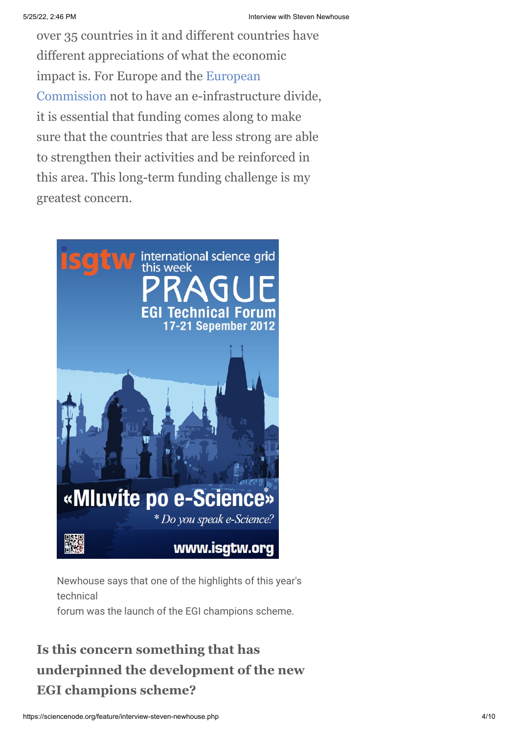over 35 countries in it and different countries have different appreciations of what the economic impact is. For Europe and the European Commission not to have an e-infrastructure divide, it is essential that funding comes along to make sure that the countries that are less strong are able to strengthen their activities and be reinforced in this area. This long-term funding challenge is my greatest concern.

Newhouse says that one of the highlights of this year's technical forum was the launch of the EGI champions scheme.

### Is this concern something that has underpinned the development of the new EGI champions scheme?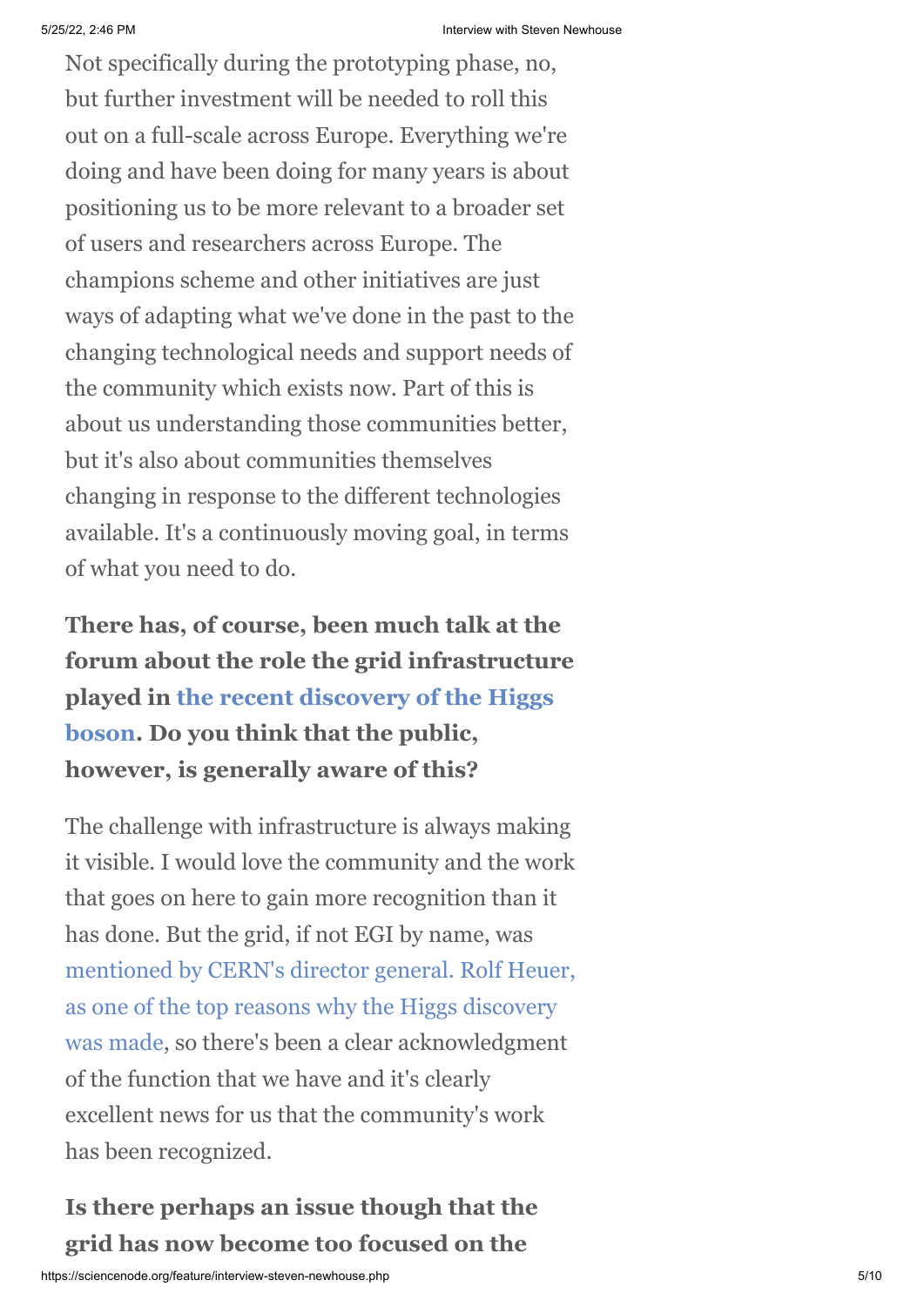Not specifically during the prototyping phase, no, but further investment will be needed to roll this out on a full-scale across Europe. Everything we're doing and have been doing for many years is about positioning us to be more relevant to a broader set of users and researchers across Europe. The champions scheme and other initiatives are just ways of adapting what we've done in the past to the changing technological needs and support needs of the community which exists now. Part of this is about us understanding those communities better, but it's also about communities themselves changing in response to the different technologies available. It's a continuously moving goal, in terms of what you need to do.

**There has, of course, been much talk at the forum about the role the grid infrastructure played in the recent discovery of the Higgs boson. Do you think that the public, however, is generally aware of this?**

The challenge with infrastructure is always making it visible. I would love the community and the work that goes on here to gain more recognition than it has done. But the grid, if not EGI by name, was mentioned by CERN's director general. Rolf Heuer, as one of the top reasons why the Higgs discovery was made, so there's been a clear acknowledgment of the function that we have and it's clearly excellent news for us that the community's work has been recognized.

**Is there perhaps an issue though that the grid has now become too focused on the**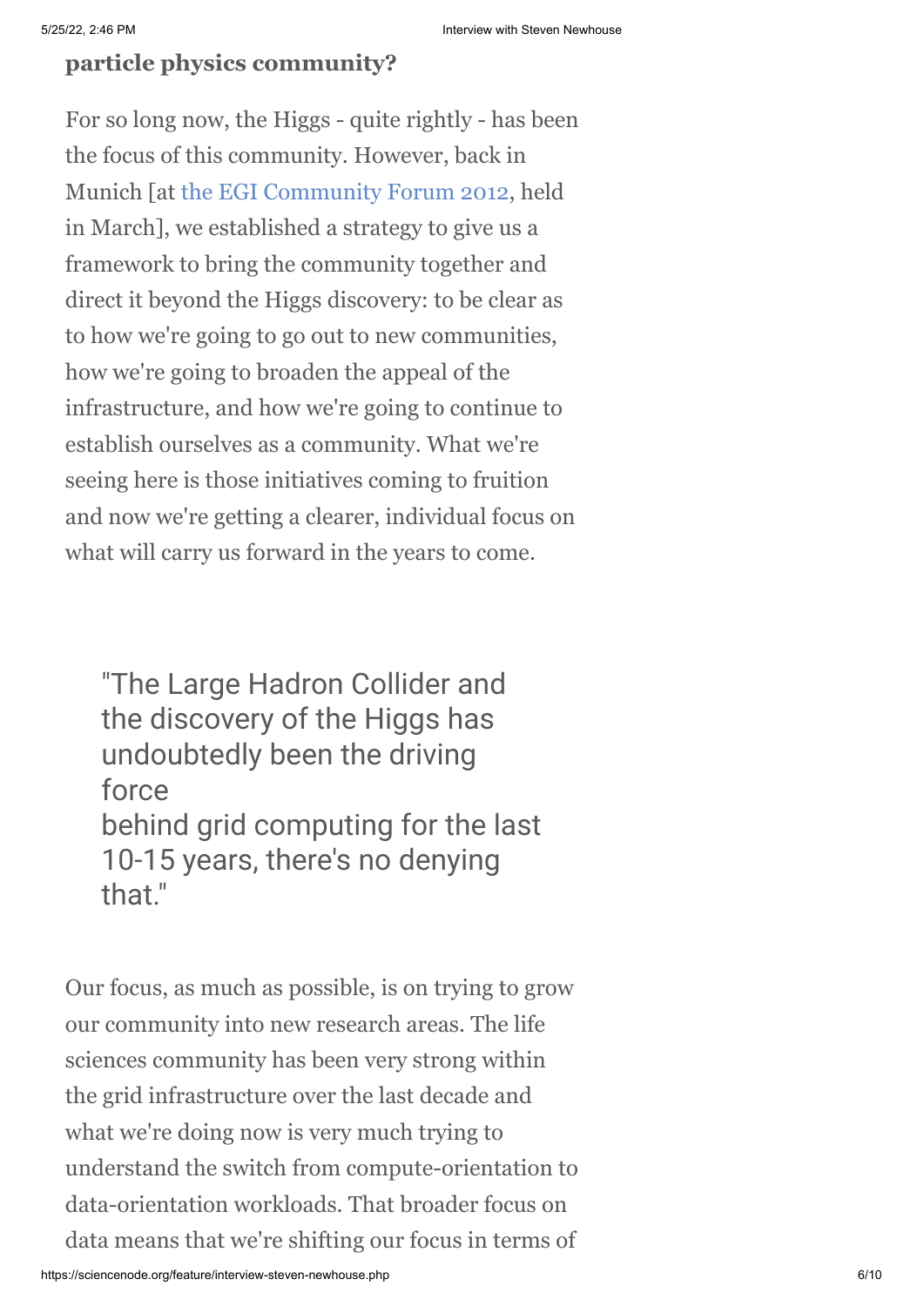**particle physics community?**

For so long now, the Higgs - quite rightly - has been the focus of this community. However, back in Munich [at the EGI Community Forum 2012, held in March], we established a strategy to give us a framework to bring the community together and direct it beyond the Higgs discovery: to be clear as to how we're going to go out to new communities, how we're going to broaden the appeal of the infrastructure, and how we're going to continue to establish ourselves as a community. What we're seeing here is those initiatives coming to fruition and now we're getting a clearer, individual focus on what will carry us forward in the years to come.

> "The Large Hadron Collider and the discovery of the Higgs has undoubtedly been the driving force behind grid computing for the last 10-15 years, there's no denying that."

Our focus, as much as possible, is on trying to grow our community into new research areas. The life sciences community has been very strong within the grid infrastructure over the last decade and what we're doing now is very much trying to understand the switch from compute-orientation to data-orientation workloads. That broader focus on data means that we're shifting our focus in terms of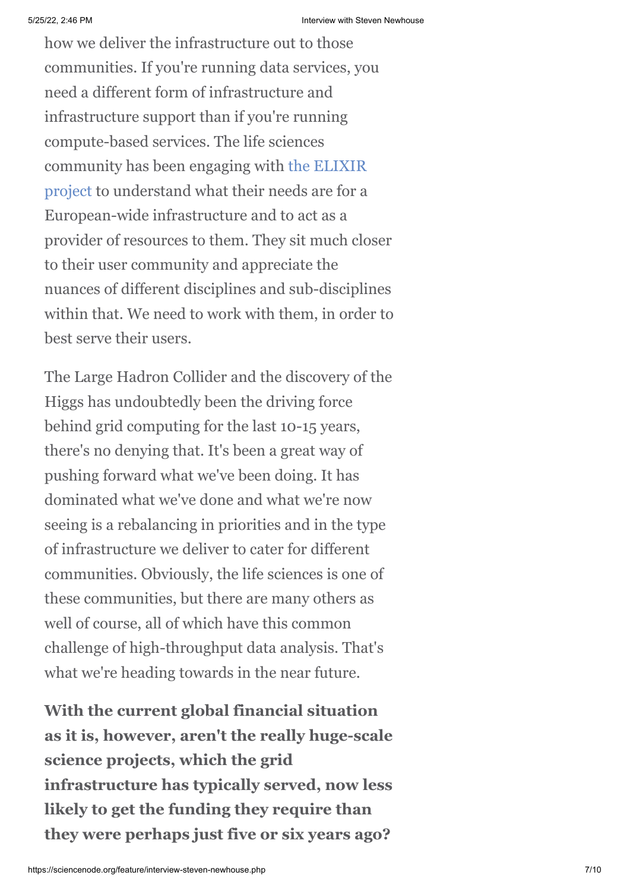how we deliver the infrastructure out to those communities. If you're running data services, you need a different form of infrastructure and infrastructure support than if you're running compute-based services. The life sciences community has been engaging with the ELIXIR project to understand what their needs are for a European-wide infrastructure and to act as a provider of resources to them. They sit much closer to their user community and appreciate the nuances of different disciplines and sub-disciplines within that. We need to work with them, in order to best serve their users.

The Large Hadron Collider and the discovery of the Higgs has undoubtedly been the driving force behind grid computing for the last 10-15 years, there's no denying that. It's been a great way of pushing forward what we've been doing. It has dominated what we've done and what we're now seeing is a rebalancing in priorities and in the type of infrastructure we deliver to cater for different communities. Obviously, the life sciences is one of these communities, but there are many others as well of course, all of which have this common challenge of high-throughput data analysis. That's what we're heading towards in the near future.

**With the current global financial situation as it is, however, aren't the really huge-scale science projects, which the grid infrastructure has typically served, now less likely to get the funding they require than they were perhaps just five or six years ago?**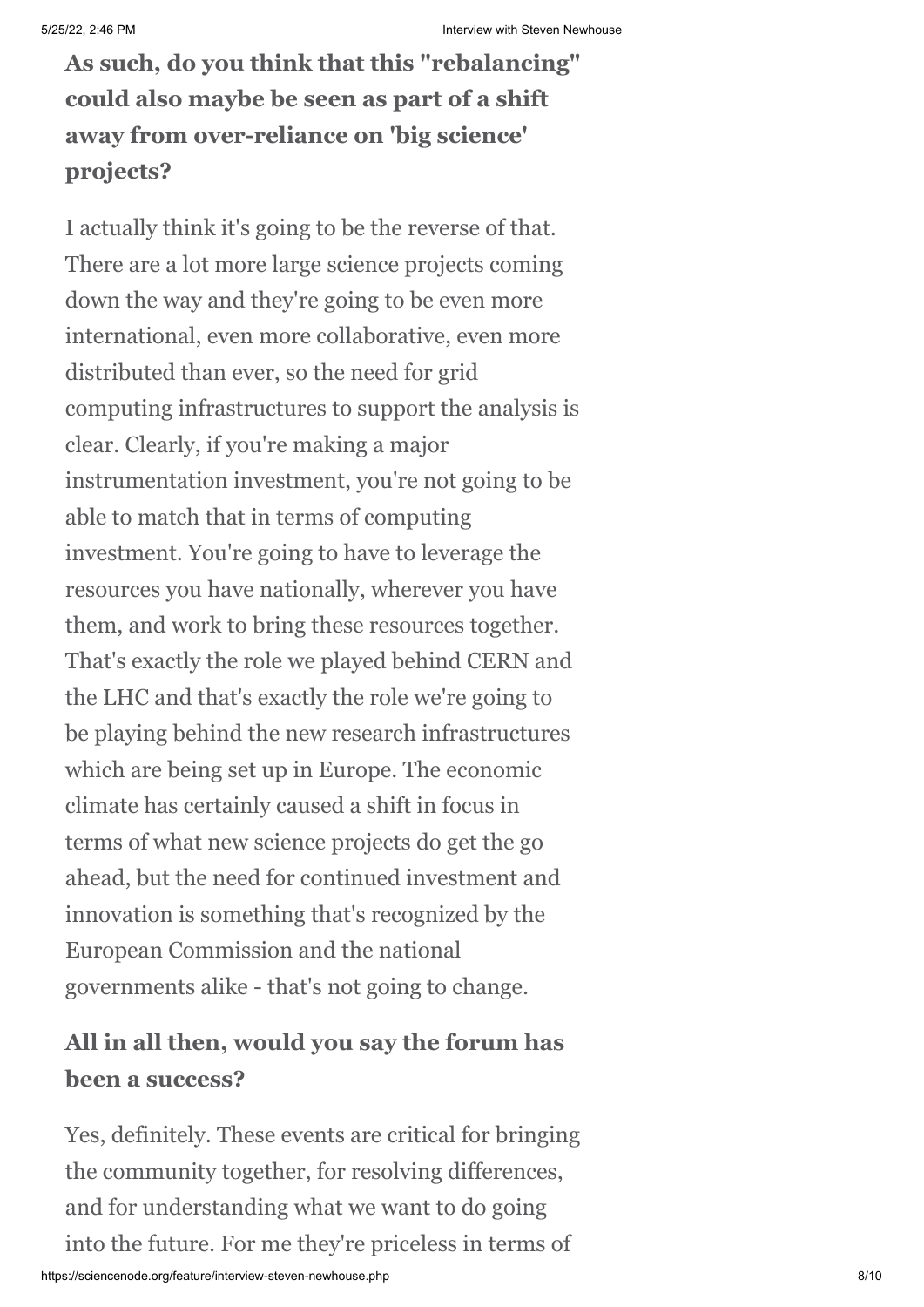**As such, do you think that this "rebalancing" could also maybe be seen as part of a shift away from over-reliance on 'big science' projects?**

I actually think it's going to be the reverse of that. There are a lot more large science projects coming down the way and they're going to be even more international, even more collaborative, even more distributed than ever, so the need for grid computing infrastructures to support the analysis is clear. Clearly, if you're making a major instrumentation investment, you're not going to be able to match that in terms of computing investment. You're going to have to leverage the resources you have nationally, wherever you have them, and work to bring these resources together. That's exactly the role we played behind CERN and the LHC and that's exactly the role we're going to be playing behind the new research infrastructures which are being set up in Europe. The economic climate has certainly caused a shift in focus in terms of what new science projects do get the go ahead, but the need for continued investment and innovation is something that's recognized by the European Commission and the national governments alike - that's not going to change.

**All in all then, would you say the forum has been a success?**

Yes, definitely. These events are critical for bringing the community together, for resolving differences, and for understanding what we want to do going into the future. For me they're priceless in terms of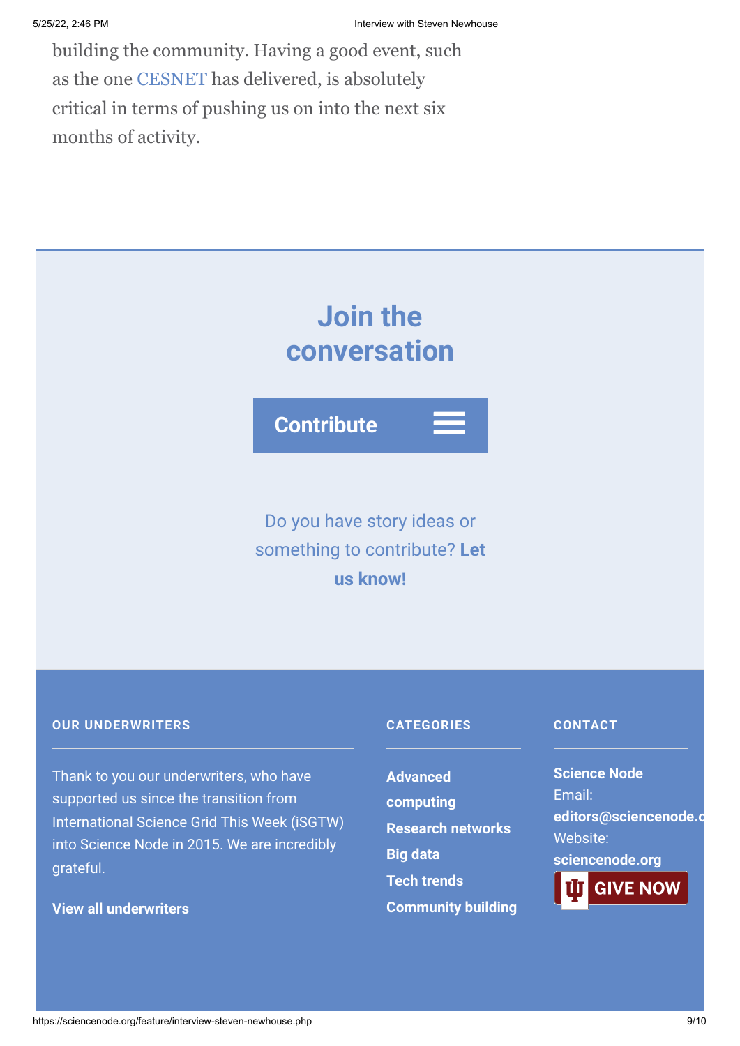building the community. Having a good event, such as the one CESNET has delivered, is absolutely critical in terms of pushing us on into the next six months of activity.

## Join the conversation

Contribute

Do you have story ideas or something to contribute? **Let us know!**

#### OUR UNDERWRITERS

Thank to you our underwriters, who have supported us since the transition from International Science Grid This Week (iSGTW) into Science Node in 2015. We are incredibly grateful.

**View all underwriters**

#### CATEGORIES

**Advanced computing**
**Research networks**
**Big data**
**Tech trends**
**Community building**

#### CONTACT

**Science Node**
Email:
**editors@sciencenode.o**
Website:
**sciencenode.org**

GIVE NOW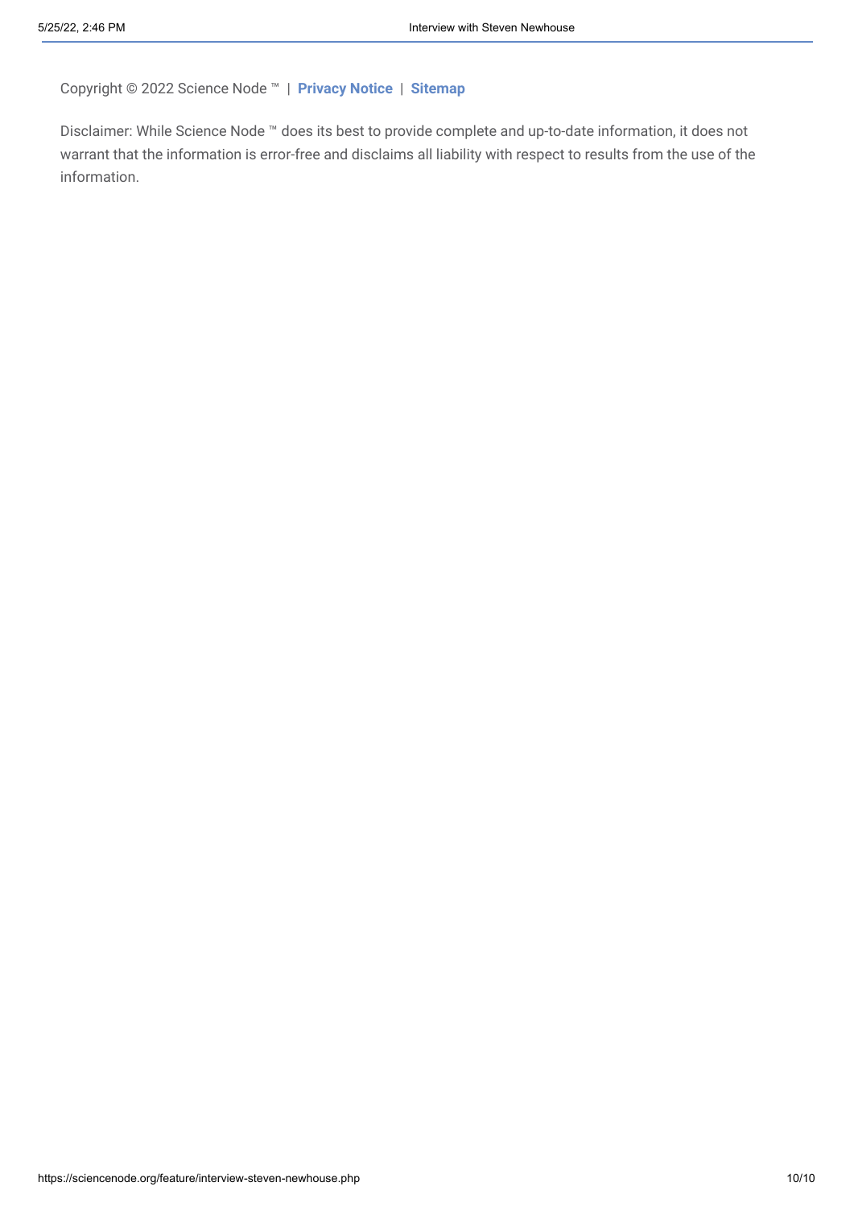Copyright © 2022 Science Node ™ | **Privacy Notice** | **Sitemap**

Disclaimer: While Science Node ™ does its best to provide complete and up-to-date information, it does not warrant that the information is error-free and disclaims all liability with respect to results from the use of the information.